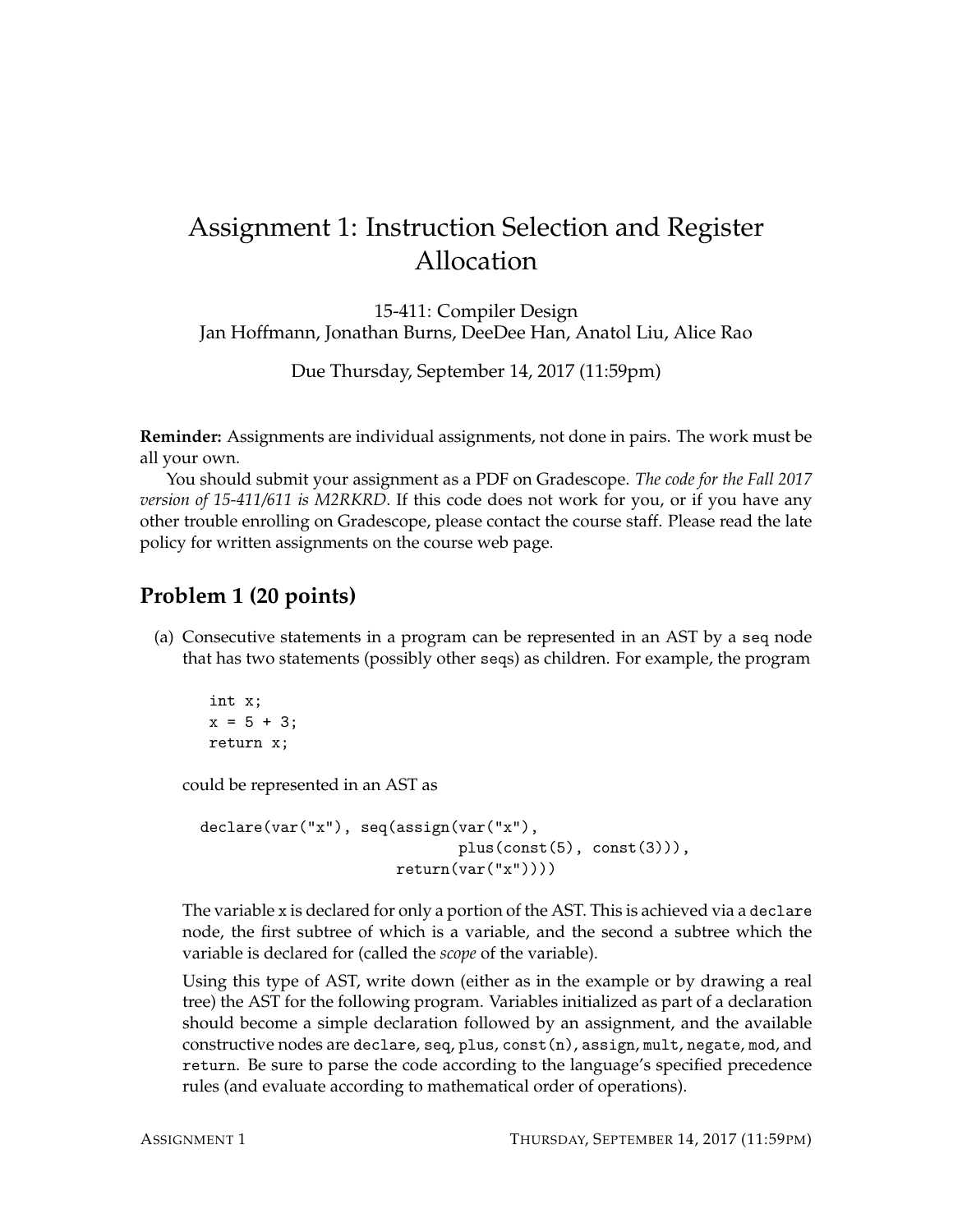# Assignment 1: Instruction Selection and Register Allocation

15-411: Compiler Design
Jan Hoffmann, Jonathan Burns, DeeDee Han, Anatol Liu, Alice Rao

Due Thursday, September 14, 2017 (11:59pm)

**Reminder:** Assignments are individual assignments, not done in pairs. The work must be all your own.

You should submit your assignment as a PDF on Gradescope. *The code for the Fall 2017 version of 15-411/611 is M2RKRD*. If this code does not work for you, or if you have any other trouble enrolling on Gradescope, please contact the course staff. Please read the late policy for written assignments on the course web page.

## Problem 1 (20 points)

(a) Consecutive statements in a program can be represented in an AST by a `seq` node that has two statements (possibly other `seq`s) as children. For example, the program

```
int x;
x = 5 + 3;
return x;
```

could be represented in an AST as

```
declare(var("x"), seq(assign(var("x"),
                             plus(const(5), const(3))),
                      return(var("x"))))
```

The variable `x` is declared for only a portion of the AST. This is achieved via a `declare` node, the first subtree of which is a variable, and the second a subtree which the variable is declared for (called the *scope* of the variable).

Using this type of AST, write down (either as in the example or by drawing a real tree) the AST for the following program. Variables initialized as part of a declaration should become a simple declaration followed by an assignment, and the available constructive nodes are `declare`, `seq`, `plus`, `const(n)`, `assign`, `mult`, `negate`, `mod`, and `return`. Be sure to parse the code according to the language's specified precedence rules (and evaluate according to mathematical order of operations).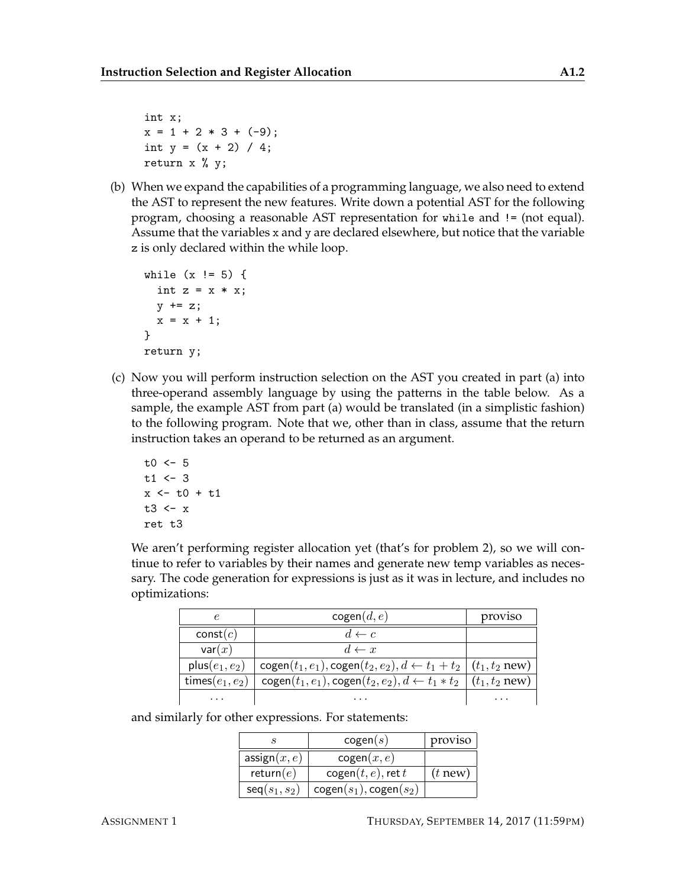```
int x;
x = 1 + 2 * 3 + (-9);
int y = (x + 2) / 4;
return x % y;
```

(b) When we expand the capabilities of a programming language, we also need to extend the AST to represent the new features. Write down a potential AST for the following program, choosing a reasonable AST representation for `while` and `!=` (not equal). Assume that the variables `x` and `y` are declared elsewhere, but notice that the variable `z` is only declared within the while loop.

```
while (x != 5) {
  int z = x * x;
  y += z;
  x = x + 1;
}
return y;
```

(c) Now you will perform instruction selection on the AST you created in part (a) into three-operand assembly language by using the patterns in the table below. As a sample, the example AST from part (a) would be translated (in a simplistic fashion) to the following program. Note that we, other than in class, assume that the return instruction takes an operand to be returned as an argument.

```
t0 <- 5
t1 <- 3
x <- t0 + t1
t3 <- x
ret t3
```

We aren't performing register allocation yet (that's for problem 2), so we will continue to refer to variables by their names and generate new temp variables as necessary. The code generation for expressions is just as it was in lecture, and includes no optimizations:

| $e$ | $\mathsf{cogen}(d, e)$ | proviso |
|---|---|---|
| $\mathsf{const}(c)$ | $d \leftarrow c$ | |
| $\mathsf{var}(x)$ | $d \leftarrow x$ | |
| $\mathsf{plus}(e_1, e_2)$ | $\mathsf{cogen}(t_1, e_1), \mathsf{cogen}(t_2, e_2), d \leftarrow t_1 + t_2$ | ($t_1, t_2$ new) |
| $\mathsf{times}(e_1, e_2)$ | $\mathsf{cogen}(t_1, e_1), \mathsf{cogen}(t_2, e_2), d \leftarrow t_1 * t_2$ | ($t_1, t_2$ new) |
| ... | ... | ... |

and similarly for other expressions. For statements:

| $s$ | $\mathsf{cogen}(s)$ | proviso |
|---|---|---|
| $\mathsf{assign}(x, e)$ | $\mathsf{cogen}(x, e)$ | |
| $\mathsf{return}(e)$ | $\mathsf{cogen}(t, e)$, $\mathsf{ret}\ t$ | ($t$ new) |
| $\mathsf{seq}(s_1, s_2)$ | $\mathsf{cogen}(s_1), \mathsf{cogen}(s_2)$ | |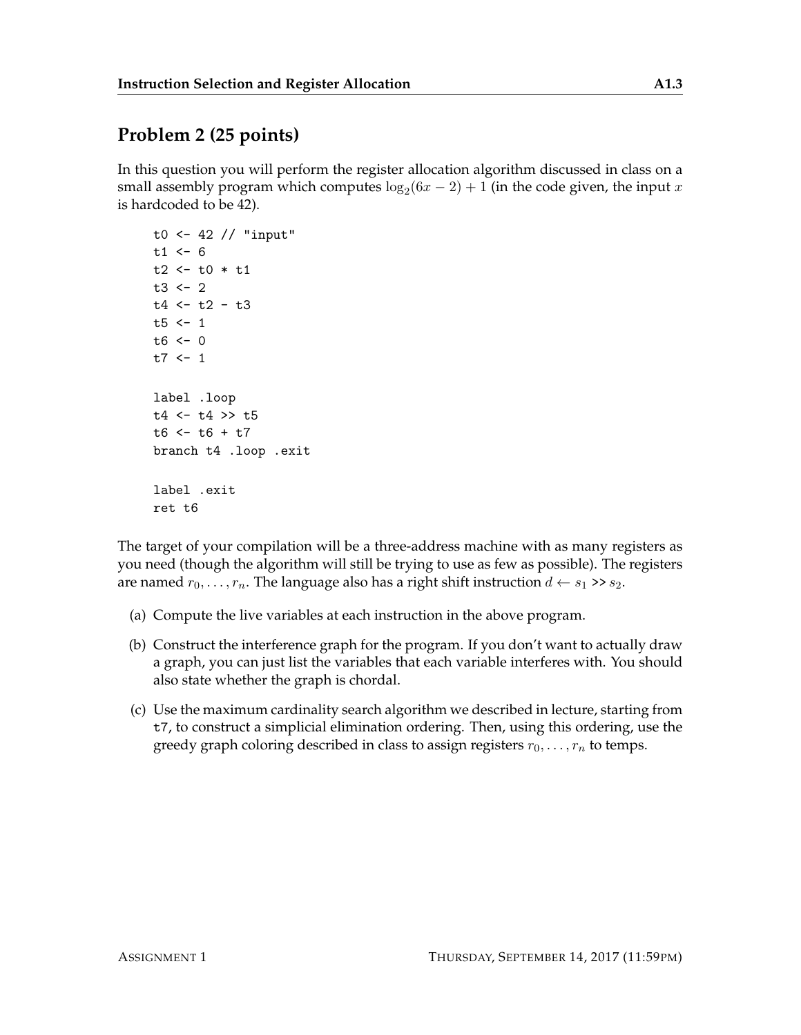## Problem 2 (25 points)

In this question you will perform the register allocation algorithm discussed in class on a small assembly program which computes $\log_2(6x - 2) + 1$ (in the code given, the input $x$ is hardcoded to be 42).

```
t0 <- 42 // "input"
t1 <- 6
t2 <- t0 * t1
t3 <- 2
t4 <- t2 - t3
t5 <- 1
t6 <- 0
t7 <- 1

label .loop
t4 <- t4 >> t5
t6 <- t6 + t7
branch t4 .loop .exit

label .exit
ret t6
```

The target of your compilation will be a three-address machine with as many registers as you need (though the algorithm will still be trying to use as few as possible). The registers are named $r_0, \ldots, r_n$. The language also has a right shift instruction $d \leftarrow s_1$ >> $s_2$.

(a) Compute the live variables at each instruction in the above program.

(b) Construct the interference graph for the program. If you don't want to actually draw a graph, you can just list the variables that each variable interferes with. You should also state whether the graph is chordal.

(c) Use the maximum cardinality search algorithm we described in lecture, starting from t7, to construct a simplicial elimination ordering. Then, using this ordering, use the greedy graph coloring described in class to assign registers $r_0, \ldots, r_n$ to temps.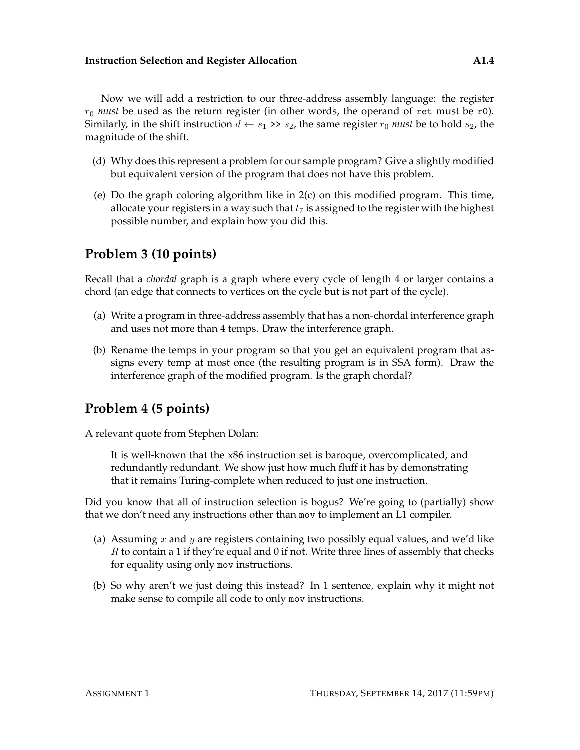Now we will add a restriction to our three-address assembly language: the register $r_0$ *must* be used as the return register (in other words, the operand of `ret` must be `r0`). Similarly, in the shift instruction $d \leftarrow s_1$ >> $s_2$, the same register $r_0$ *must* be to hold $s_2$, the magnitude of the shift.

(d) Why does this represent a problem for our sample program? Give a slightly modified but equivalent version of the program that does not have this problem.

(e) Do the graph coloring algorithm like in 2(c) on this modified program. This time, allocate your registers in a way such that $t_7$ is assigned to the register with the highest possible number, and explain how you did this.

## Problem 3 (10 points)

Recall that a *chordal* graph is a graph where every cycle of length 4 or larger contains a chord (an edge that connects to vertices on the cycle but is not part of the cycle).

(a) Write a program in three-address assembly that has a non-chordal interference graph and uses not more than 4 temps. Draw the interference graph.

(b) Rename the temps in your program so that you get an equivalent program that assigns every temp at most once (the resulting program is in SSA form). Draw the interference graph of the modified program. Is the graph chordal?

## Problem 4 (5 points)

A relevant quote from Stephen Dolan:

> It is well-known that the x86 instruction set is baroque, overcomplicated, and redundantly redundant. We show just how much fluff it has by demonstrating that it remains Turing-complete when reduced to just one instruction.

Did you know that all of instruction selection is bogus? We're going to (partially) show that we don't need any instructions other than `mov` to implement an L1 compiler.

(a) Assuming $x$ and $y$ are registers containing two possibly equal values, and we'd like $R$ to contain a 1 if they're equal and 0 if not. Write three lines of assembly that checks for equality using only `mov` instructions.

(b) So why aren't we just doing this instead? In 1 sentence, explain why it might not make sense to compile all code to only `mov` instructions.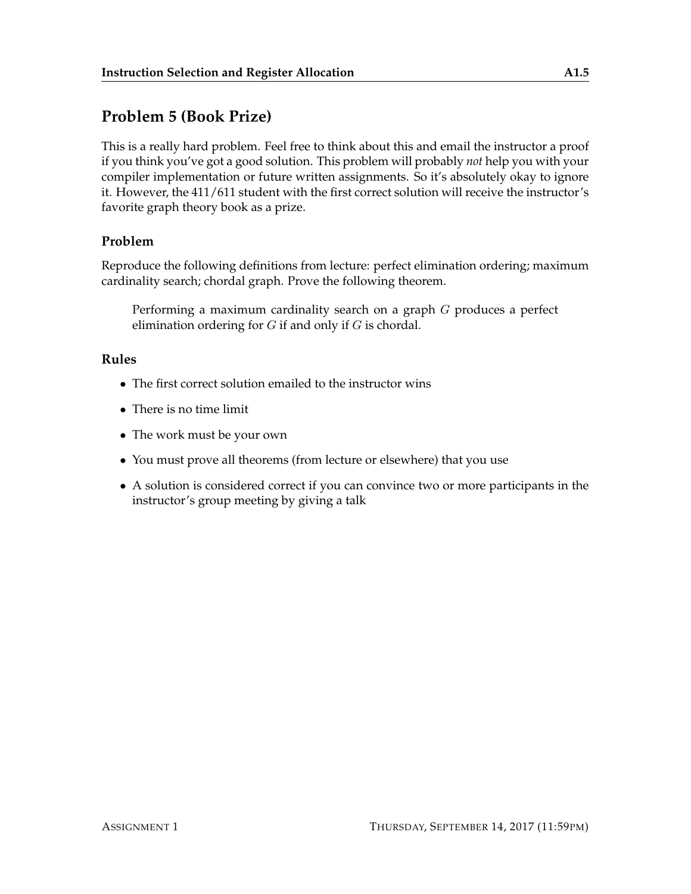## Problem 5 (Book Prize)

This is a really hard problem. Feel free to think about this and email the instructor a proof if you think you've got a good solution. This problem will probably *not* help you with your compiler implementation or future written assignments. So it's absolutely okay to ignore it. However, the 411/611 student with the first correct solution will receive the instructor's favorite graph theory book as a prize.

### Problem

Reproduce the following definitions from lecture: perfect elimination ordering; maximum cardinality search; chordal graph. Prove the following theorem.

> Performing a maximum cardinality search on a graph $G$ produces a perfect elimination ordering for $G$ if and only if $G$ is chordal.

### Rules

- The first correct solution emailed to the instructor wins
- There is no time limit
- The work must be your own
- You must prove all theorems (from lecture or elsewhere) that you use
- A solution is considered correct if you can convince two or more participants in the instructor's group meeting by giving a talk